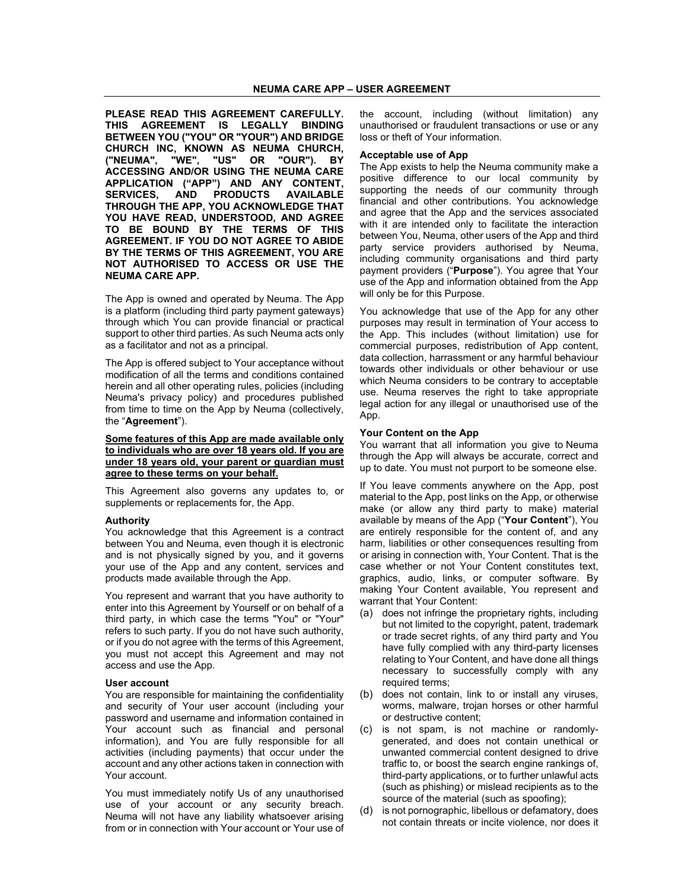# NEUMA CARE APP – USER AGREEMENT

**PLEASE READ THIS AGREEMENT CAREFULLY. THIS AGREEMENT IS LEGALLY BINDING BETWEEN YOU ("YOU" OR "YOUR") AND BRIDGE CHURCH INC, KNOWN AS NEUMA CHURCH, ("NEUMA", "WE", "US" OR "OUR"). BY ACCESSING AND/OR USING THE NEUMA CARE APPLICATION ("APP") AND ANY CONTENT, SERVICES, AND PRODUCTS AVAILABLE THROUGH THE APP, YOU ACKNOWLEDGE THAT YOU HAVE READ, UNDERSTOOD, AND AGREE TO BE BOUND BY THE TERMS OF THIS AGREEMENT. IF YOU DO NOT AGREE TO ABIDE BY THE TERMS OF THIS AGREEMENT, YOU ARE NOT AUTHORISED TO ACCESS OR USE THE NEUMA CARE APP.**

The App is owned and operated by Neuma. The App is a platform (including third party payment gateways) through which You can provide financial or practical support to other third parties. As such Neuma acts only as a facilitator and not as a principal.

The App is offered subject to Your acceptance without modification of all the terms and conditions contained herein and all other operating rules, policies (including Neuma's privacy policy) and procedures published from time to time on the App by Neuma (collectively, the "**Agreement**").

**Some features of this App are made available only to individuals who are over 18 years old. If you are under 18 years old, your parent or guardian must agree to these terms on your behalf.**

This Agreement also governs any updates to, or supplements or replacements for, the App.

### Authority

You acknowledge that this Agreement is a contract between You and Neuma, even though it is electronic and is not physically signed by you, and it governs your use of the App and any content, services and products made available through the App.

You represent and warrant that you have authority to enter into this Agreement by Yourself or on behalf of a third party, in which case the terms "You" or "Your" refers to such party. If you do not have such authority, or if you do not agree with the terms of this Agreement, you must not accept this Agreement and may not access and use the App.

### User account

You are responsible for maintaining the confidentiality and security of Your user account (including your password and username and information contained in Your account such as financial and personal information), and You are fully responsible for all activities (including payments) that occur under the account and any other actions taken in connection with Your account.

You must immediately notify Us of any unauthorised use of your account or any security breach. Neuma will not have any liability whatsoever arising from or in connection with Your account or Your use of the account, including (without limitation) any unauthorised or fraudulent transactions or use or any loss or theft of Your information.

### Acceptable use of App

The App exists to help the Neuma community make a positive difference to our local community by supporting the needs of our community through financial and other contributions. You acknowledge and agree that the App and the services associated with it are intended only to facilitate the interaction between You, Neuma, other users of the App and third party service providers authorised by Neuma, including community organisations and third party payment providers ("**Purpose**"). You agree that Your use of the App and information obtained from the App will only be for this Purpose.

You acknowledge that use of the App for any other purposes may result in termination of Your access to the App. This includes (without limitation) use for commercial purposes, redistribution of App content, data collection, harrassment or any harmful behaviour towards other individuals or other behaviour or use which Neuma considers to be contrary to acceptable use. Neuma reserves the right to take appropriate legal action for any illegal or unauthorised use of the App.

### Your Content on the App

You warrant that all information you give to Neuma through the App will always be accurate, correct and up to date. You must not purport to be someone else.

If You leave comments anywhere on the App, post material to the App, post links on the App, or otherwise make (or allow any third party to make) material available by means of the App ("**Your Content**"), You are entirely responsible for the content of, and any harm, liabilities or other consequences resulting from or arising in connection with, Your Content. That is the case whether or not Your Content constitutes text, graphics, audio, links, or computer software. By making Your Content available, You represent and warrant that Your Content:

(a) does not infringe the proprietary rights, including but not limited to the copyright, patent, trademark or trade secret rights, of any third party and You have fully complied with any third-party licenses relating to Your Content, and have done all things necessary to successfully comply with any required terms;

(b) does not contain, link to or install any viruses, worms, malware, trojan horses or other harmful or destructive content;

(c) is not spam, is not machine or randomly-generated, and does not contain unethical or unwanted commercial content designed to drive traffic to, or boost the search engine rankings of, third-party applications, or to further unlawful acts (such as phishing) or mislead recipients as to the source of the material (such as spoofing);

(d) is not pornographic, libellous or defamatory, does not contain threats or incite violence, nor does it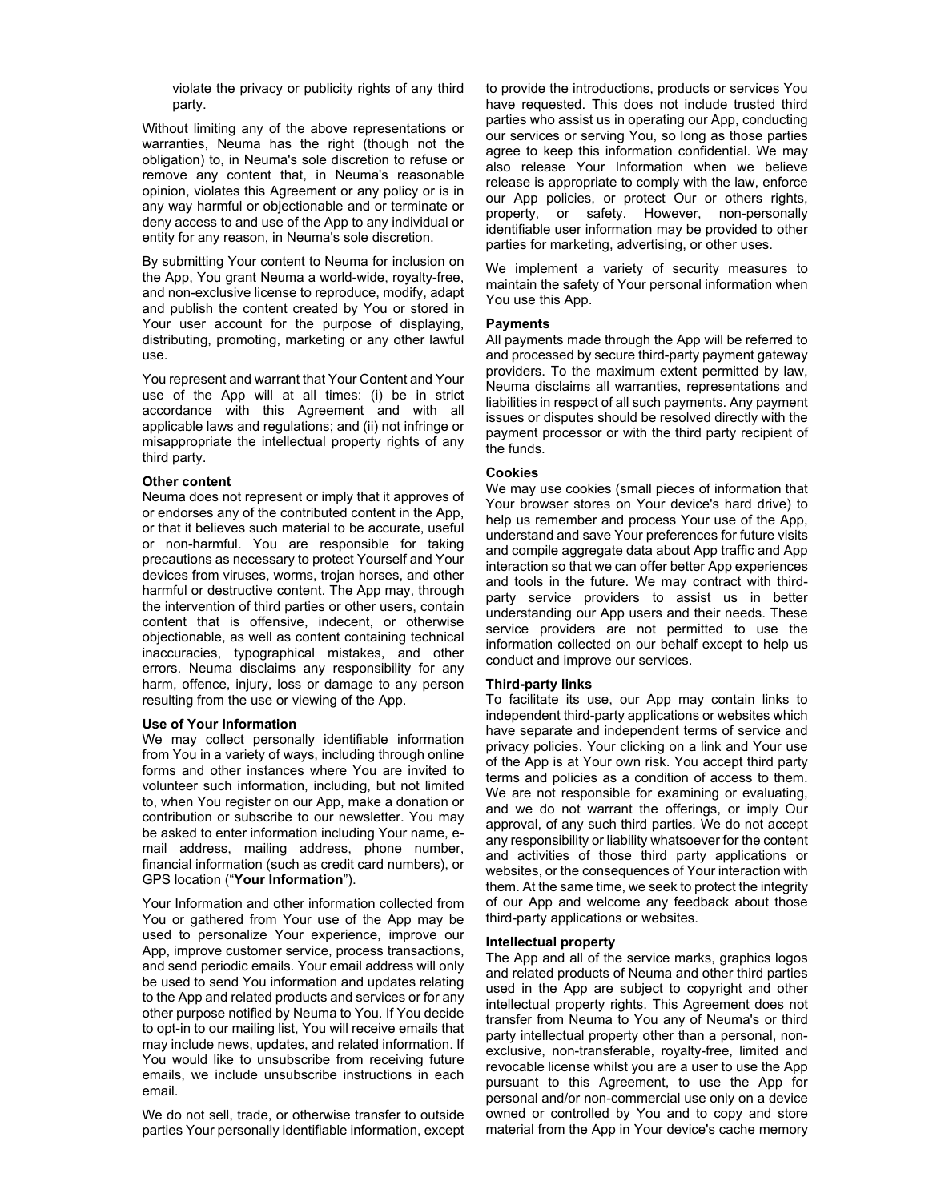violate the privacy or publicity rights of any third party.

Without limiting any of the above representations or warranties, Neuma has the right (though not the obligation) to, in Neuma's sole discretion to refuse or remove any content that, in Neuma's reasonable opinion, violates this Agreement or any policy or is in any way harmful or objectionable and or terminate or deny access to and use of the App to any individual or entity for any reason, in Neuma's sole discretion.

By submitting Your content to Neuma for inclusion on the App, You grant Neuma a world-wide, royalty-free, and non-exclusive license to reproduce, modify, adapt and publish the content created by You or stored in Your user account for the purpose of displaying, distributing, promoting, marketing or any other lawful use.

You represent and warrant that Your Content and Your use of the App will at all times: (i) be in strict accordance with this Agreement and with all applicable laws and regulations; and (ii) not infringe or misappropriate the intellectual property rights of any third party.

**Other content**

Neuma does not represent or imply that it approves of or endorses any of the contributed content in the App, or that it believes such material to be accurate, useful or non-harmful. You are responsible for taking precautions as necessary to protect Yourself and Your devices from viruses, worms, trojan horses, and other harmful or destructive content. The App may, through the intervention of third parties or other users, contain content that is offensive, indecent, or otherwise objectionable, as well as content containing technical inaccuracies, typographical mistakes, and other errors. Neuma disclaims any responsibility for any harm, offence, injury, loss or damage to any person resulting from the use or viewing of the App.

**Use of Your Information**

We may collect personally identifiable information from You in a variety of ways, including through online forms and other instances where You are invited to volunteer such information, including, but not limited to, when You register on our App, make a donation or contribution or subscribe to our newsletter. You may be asked to enter information including Your name, e-mail address, mailing address, phone number, financial information (such as credit card numbers), or GPS location ("**Your Information**").

Your Information and other information collected from You or gathered from Your use of the App may be used to personalize Your experience, improve our App, improve customer service, process transactions, and send periodic emails. Your email address will only be used to send You information and updates relating to the App and related products and services or for any other purpose notified by Neuma to You. If You decide to opt-in to our mailing list, You will receive emails that may include news, updates, and related information. If You would like to unsubscribe from receiving future emails, we include unsubscribe instructions in each email.

We do not sell, trade, or otherwise transfer to outside parties Your personally identifiable information, except to provide the introductions, products or services You have requested. This does not include trusted third parties who assist us in operating our App, conducting our services or serving You, so long as those parties agree to keep this information confidential. We may also release Your Information when we believe release is appropriate to comply with the law, enforce our App policies, or protect Our or others rights, property, or safety. However, non-personally identifiable user information may be provided to other parties for marketing, advertising, or other uses.

We implement a variety of security measures to maintain the safety of Your personal information when You use this App.

**Payments**

All payments made through the App will be referred to and processed by secure third-party payment gateway providers. To the maximum extent permitted by law, Neuma disclaims all warranties, representations and liabilities in respect of all such payments. Any payment issues or disputes should be resolved directly with the payment processor or with the third party recipient of the funds.

**Cookies**

We may use cookies (small pieces of information that Your browser stores on Your device's hard drive) to help us remember and process Your use of the App, understand and save Your preferences for future visits and compile aggregate data about App traffic and App interaction so that we can offer better App experiences and tools in the future. We may contract with third-party service providers to assist us in better understanding our App users and their needs. These service providers are not permitted to use the information collected on our behalf except to help us conduct and improve our services.

**Third-party links**

To facilitate its use, our App may contain links to independent third-party applications or websites which have separate and independent terms of service and privacy policies. Your clicking on a link and Your use of the App is at Your own risk. You accept third party terms and policies as a condition of access to them. We are not responsible for examining or evaluating, and we do not warrant the offerings, or imply Our approval, of any such third parties. We do not accept any responsibility or liability whatsoever for the content and activities of those third party applications or websites, or the consequences of Your interaction with them. At the same time, we seek to protect the integrity of our App and welcome any feedback about those third-party applications or websites.

**Intellectual property**

The App and all of the service marks, graphics logos and related products of Neuma and other third parties used in the App are subject to copyright and other intellectual property rights. This Agreement does not transfer from Neuma to You any of Neuma's or third party intellectual property other than a personal, non-exclusive, non-transferable, royalty-free, limited and revocable license whilst you are a user to use the App pursuant to this Agreement, to use the App for personal and/or non-commercial use only on a device owned or controlled by You and to copy and store material from the App in Your device's cache memory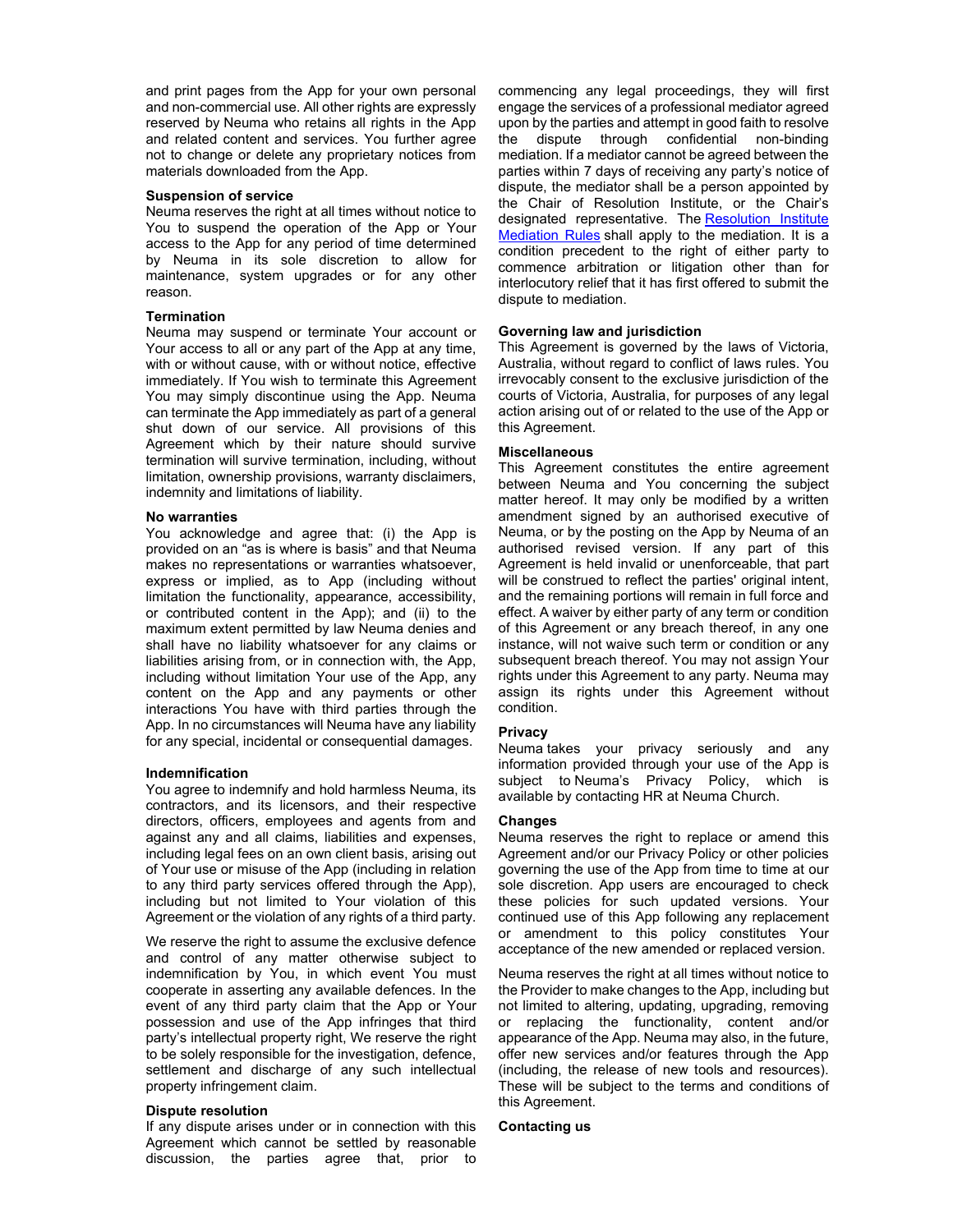and print pages from the App for your own personal and non-commercial use. All other rights are expressly reserved by Neuma who retains all rights in the App and related content and services. You further agree not to change or delete any proprietary notices from materials downloaded from the App.

**Suspension of service**

Neuma reserves the right at all times without notice to You to suspend the operation of the App or Your access to the App for any period of time determined by Neuma in its sole discretion to allow for maintenance, system upgrades or for any other reason.

**Termination**

Neuma may suspend or terminate Your account or Your access to all or any part of the App at any time, with or without cause, with or without notice, effective immediately. If You wish to terminate this Agreement You may simply discontinue using the App. Neuma can terminate the App immediately as part of a general shut down of our service. All provisions of this Agreement which by their nature should survive termination will survive termination, including, without limitation, ownership provisions, warranty disclaimers, indemnity and limitations of liability.

**No warranties**

You acknowledge and agree that: (i) the App is provided on an "as is where is basis" and that Neuma makes no representations or warranties whatsoever, express or implied, as to App (including without limitation the functionality, appearance, accessibility, or contributed content in the App); and (ii) to the maximum extent permitted by law Neuma denies and shall have no liability whatsoever for any claims or liabilities arising from, or in connection with, the App, including without limitation Your use of the App, any content on the App and any payments or other interactions You have with third parties through the App. In no circumstances will Neuma have any liability for any special, incidental or consequential damages.

**Indemnification**

You agree to indemnify and hold harmless Neuma, its contractors, and its licensors, and their respective directors, officers, employees and agents from and against any and all claims, liabilities and expenses, including legal fees on an own client basis, arising out of Your use or misuse of the App (including in relation to any third party services offered through the App), including but not limited to Your violation of this Agreement or the violation of any rights of a third party.

We reserve the right to assume the exclusive defence and control of any matter otherwise subject to indemnification by You, in which event You must cooperate in asserting any available defences. In the event of any third party claim that the App or Your possession and use of the App infringes that third party's intellectual property right, We reserve the right to be solely responsible for the investigation, defence, settlement and discharge of any such intellectual property infringement claim.

**Dispute resolution**

If any dispute arises under or in connection with this Agreement which cannot be settled by reasonable discussion, the parties agree that, prior to commencing any legal proceedings, they will first engage the services of a professional mediator agreed upon by the parties and attempt in good faith to resolve the dispute through confidential non-binding mediation. If a mediator cannot be agreed between the parties within 7 days of receiving any party's notice of dispute, the mediator shall be a person appointed by the Chair of Resolution Institute, or the Chair's designated representative. The Resolution Institute Mediation Rules shall apply to the mediation. It is a condition precedent to the right of either party to commence arbitration or litigation other than for interlocutory relief that it has first offered to submit the dispute to mediation.

**Governing law and jurisdiction**

This Agreement is governed by the laws of Victoria, Australia, without regard to conflict of laws rules. You irrevocably consent to the exclusive jurisdiction of the courts of Victoria, Australia, for purposes of any legal action arising out of or related to the use of the App or this Agreement.

**Miscellaneous**

This Agreement constitutes the entire agreement between Neuma and You concerning the subject matter hereof. It may only be modified by a written amendment signed by an authorised executive of Neuma, or by the posting on the App by Neuma of an authorised revised version. If any part of this Agreement is held invalid or unenforceable, that part will be construed to reflect the parties' original intent, and the remaining portions will remain in full force and effect. A waiver by either party of any term or condition of this Agreement or any breach thereof, in any one instance, will not waive such term or condition or any subsequent breach thereof. You may not assign Your rights under this Agreement to any party. Neuma may assign its rights under this Agreement without condition.

**Privacy**

Neuma takes your privacy seriously and any information provided through your use of the App is subject to Neuma's Privacy Policy, which is available by contacting HR at Neuma Church.

**Changes**

Neuma reserves the right to replace or amend this Agreement and/or our Privacy Policy or other policies governing the use of the App from time to time at our sole discretion. App users are encouraged to check these policies for such updated versions. Your continued use of this App following any replacement or amendment to this policy constitutes Your acceptance of the new amended or replaced version.

Neuma reserves the right at all times without notice to the Provider to make changes to the App, including but not limited to altering, updating, upgrading, removing or replacing the functionality, content and/or appearance of the App. Neuma may also, in the future, offer new services and/or features through the App (including, the release of new tools and resources). These will be subject to the terms and conditions of this Agreement.

**Contacting us**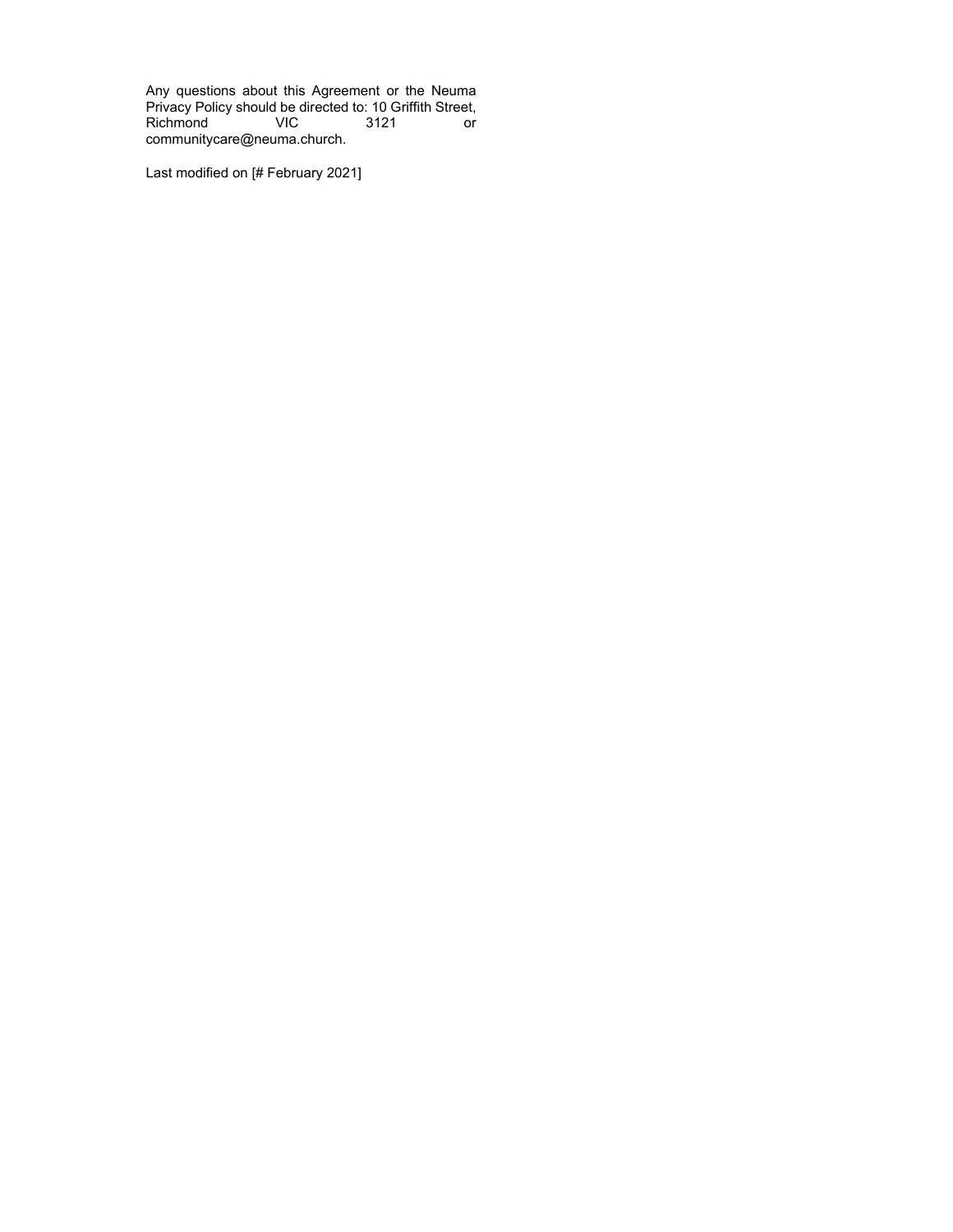Any questions about this Agreement or the Neuma Privacy Policy should be directed to: 10 Griffith Street, Richmond VIC 3121 or communitycare@neuma.church.

Last modified on [# February 2021]